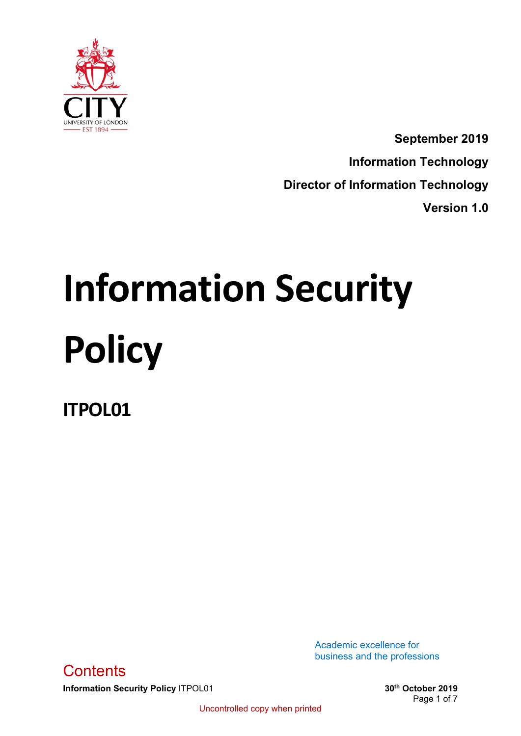**September 2019**

**Information Technology**

**Director of Information Technology**

**Version 1.0**

# Information Security Policy

## ITPOL01

Academic excellence for business and the professions

## Contents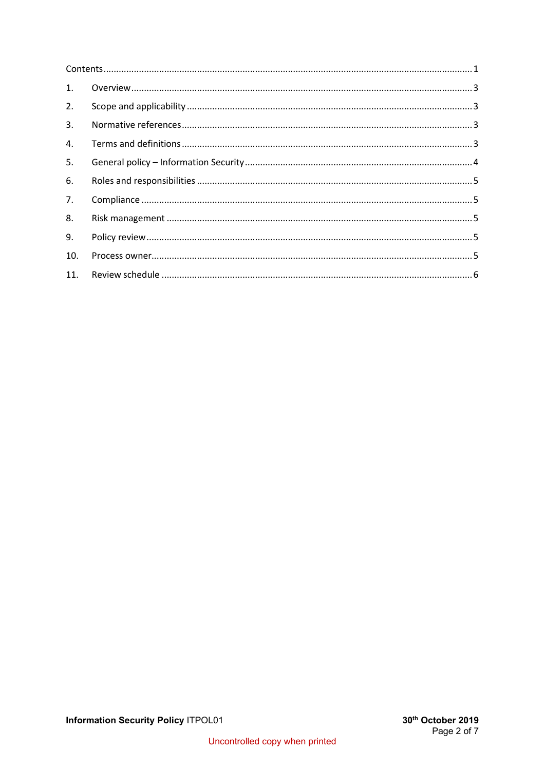Contents ........................................................................................................................................ 1

1. Overview ..................................................................................................................................... 3
2. Scope and applicability ............................................................................................................... 3
3. Normative references ................................................................................................................. 3
4. Terms and definitions ................................................................................................................. 3
5. General policy – Information Security ......................................................................................... 4
6. Roles and responsibilities ........................................................................................................... 5
7. Compliance ................................................................................................................................. 5
8. Risk management ....................................................................................................................... 5
9. Policy review ............................................................................................................................... 5
10. Process owner ............................................................................................................................. 5
11. Review schedule ......................................................................................................................... 6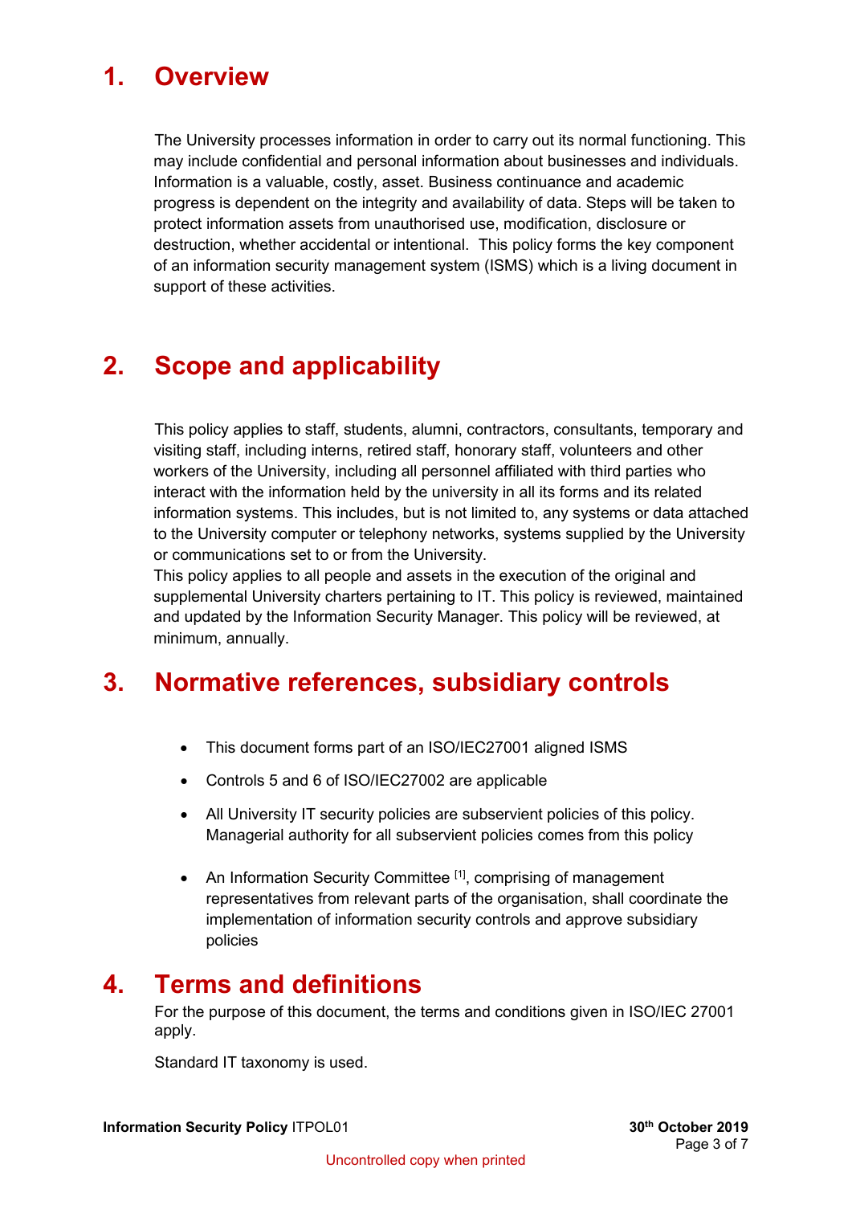# 1. Overview

The University processes information in order to carry out its normal functioning. This may include confidential and personal information about businesses and individuals. Information is a valuable, costly, asset. Business continuance and academic progress is dependent on the integrity and availability of data. Steps will be taken to protect information assets from unauthorised use, modification, disclosure or destruction, whether accidental or intentional. This policy forms the key component of an information security management system (ISMS) which is a living document in support of these activities.

# 2. Scope and applicability

This policy applies to staff, students, alumni, contractors, consultants, temporary and visiting staff, including interns, retired staff, honorary staff, volunteers and other workers of the University, including all personnel affiliated with third parties who interact with the information held by the university in all its forms and its related information systems. This includes, but is not limited to, any systems or data attached to the University computer or telephony networks, systems supplied by the University or communications set to or from the University.

This policy applies to all people and assets in the execution of the original and supplemental University charters pertaining to IT. This policy is reviewed, maintained and updated by the Information Security Manager. This policy will be reviewed, at minimum, annually.

# 3. Normative references, subsidiary controls

- This document forms part of an ISO/IEC27001 aligned ISMS
- Controls 5 and 6 of ISO/IEC27002 are applicable
- All University IT security policies are subservient policies of this policy. Managerial authority for all subservient policies comes from this policy
- An Information Security Committee [1], comprising of management representatives from relevant parts of the organisation, shall coordinate the implementation of information security controls and approve subsidiary policies

# 4. Terms and definitions

For the purpose of this document, the terms and conditions given in ISO/IEC 27001 apply.

Standard IT taxonomy is used.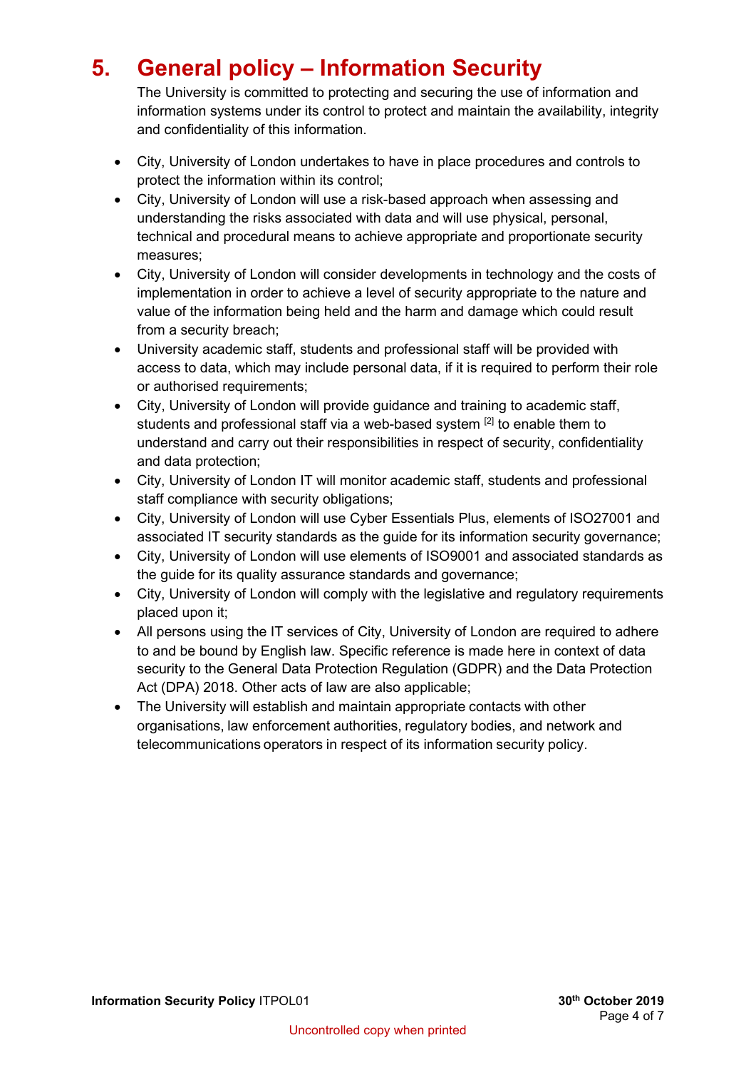# 5. General policy – Information Security

The University is committed to protecting and securing the use of information and information systems under its control to protect and maintain the availability, integrity and confidentiality of this information.

- City, University of London undertakes to have in place procedures and controls to protect the information within its control;
- City, University of London will use a risk-based approach when assessing and understanding the risks associated with data and will use physical, personal, technical and procedural means to achieve appropriate and proportionate security measures;
- City, University of London will consider developments in technology and the costs of implementation in order to achieve a level of security appropriate to the nature and value of the information being held and the harm and damage which could result from a security breach;
- University academic staff, students and professional staff will be provided with access to data, which may include personal data, if it is required to perform their role or authorised requirements;
- City, University of London will provide guidance and training to academic staff, students and professional staff via a web-based system [2] to enable them to understand and carry out their responsibilities in respect of security, confidentiality and data protection;
- City, University of London IT will monitor academic staff, students and professional staff compliance with security obligations;
- City, University of London will use Cyber Essentials Plus, elements of ISO27001 and associated IT security standards as the guide for its information security governance;
- City, University of London will use elements of ISO9001 and associated standards as the guide for its quality assurance standards and governance;
- City, University of London will comply with the legislative and regulatory requirements placed upon it;
- All persons using the IT services of City, University of London are required to adhere to and be bound by English law. Specific reference is made here in context of data security to the General Data Protection Regulation (GDPR) and the Data Protection Act (DPA) 2018. Other acts of law are also applicable;
- The University will establish and maintain appropriate contacts with other organisations, law enforcement authorities, regulatory bodies, and network and telecommunications operators in respect of its information security policy.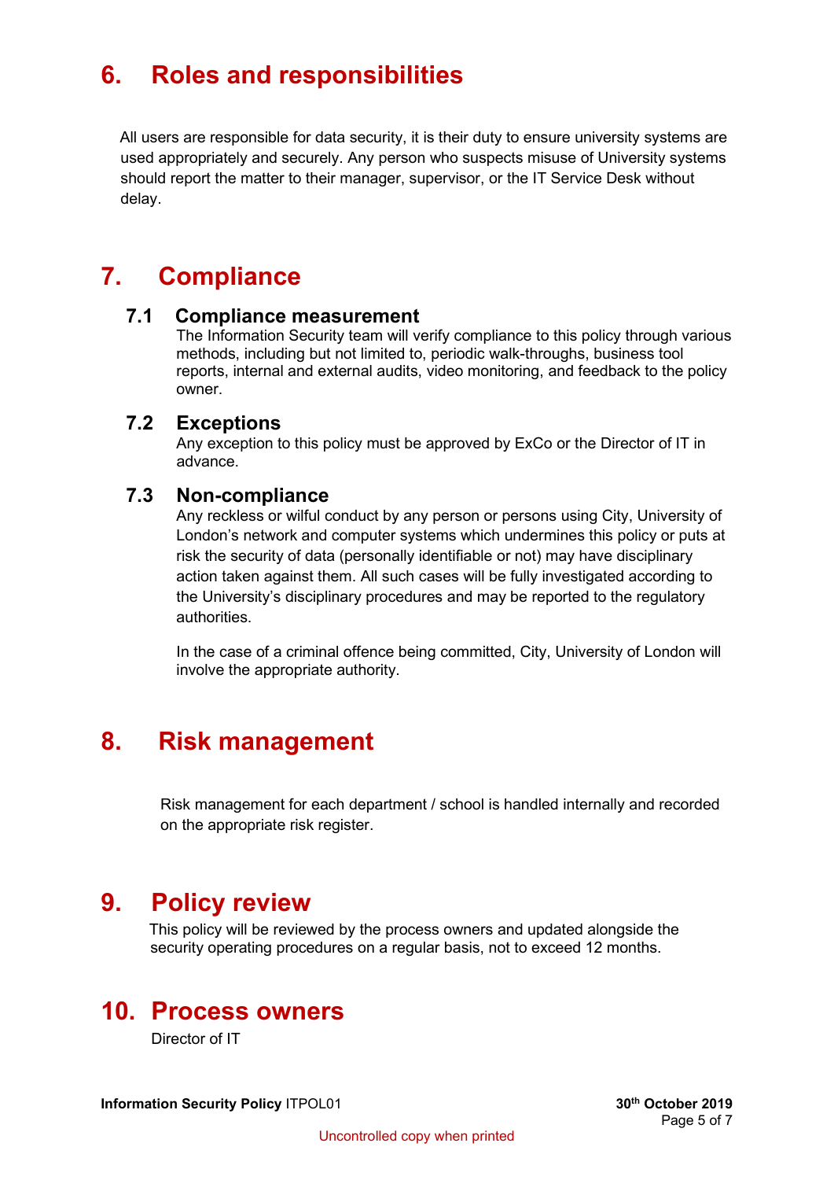# 6. Roles and responsibilities

All users are responsible for data security, it is their duty to ensure university systems are used appropriately and securely. Any person who suspects misuse of University systems should report the matter to their manager, supervisor, or the IT Service Desk without delay.

# 7. Compliance

## 7.1 Compliance measurement

The Information Security team will verify compliance to this policy through various methods, including but not limited to, periodic walk-throughs, business tool reports, internal and external audits, video monitoring, and feedback to the policy owner.

## 7.2 Exceptions

Any exception to this policy must be approved by ExCo or the Director of IT in advance.

## 7.3 Non-compliance

Any reckless or wilful conduct by any person or persons using City, University of London's network and computer systems which undermines this policy or puts at risk the security of data (personally identifiable or not) may have disciplinary action taken against them. All such cases will be fully investigated according to the University's disciplinary procedures and may be reported to the regulatory authorities.

In the case of a criminal offence being committed, City, University of London will involve the appropriate authority.

# 8. Risk management

Risk management for each department / school is handled internally and recorded on the appropriate risk register.

# 9. Policy review

This policy will be reviewed by the process owners and updated alongside the security operating procedures on a regular basis, not to exceed 12 months.

# 10. Process owners

Director of IT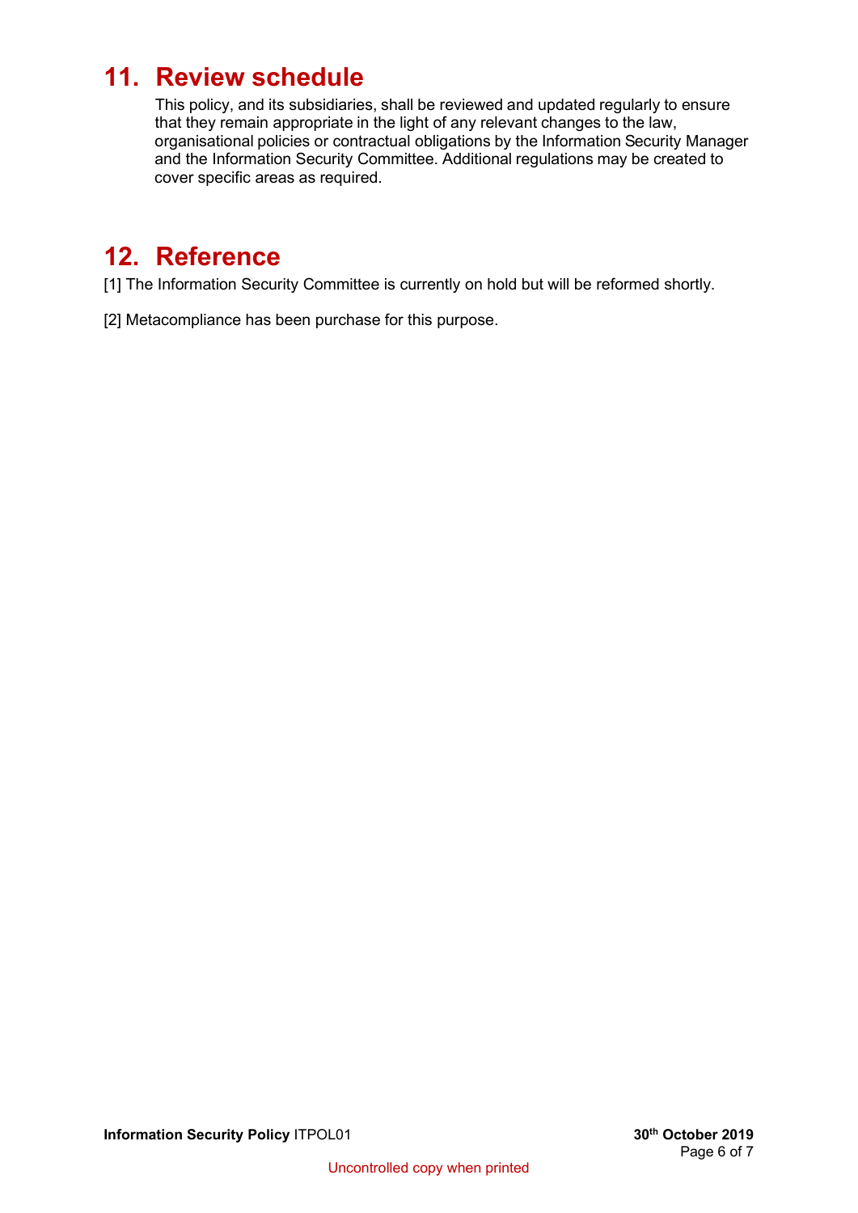## 11. Review schedule

This policy, and its subsidiaries, shall be reviewed and updated regularly to ensure that they remain appropriate in the light of any relevant changes to the law, organisational policies or contractual obligations by the Information Security Manager and the Information Security Committee. Additional regulations may be created to cover specific areas as required.

## 12. Reference

[1] The Information Security Committee is currently on hold but will be reformed shortly.

[2] Metacompliance has been purchase for this purpose.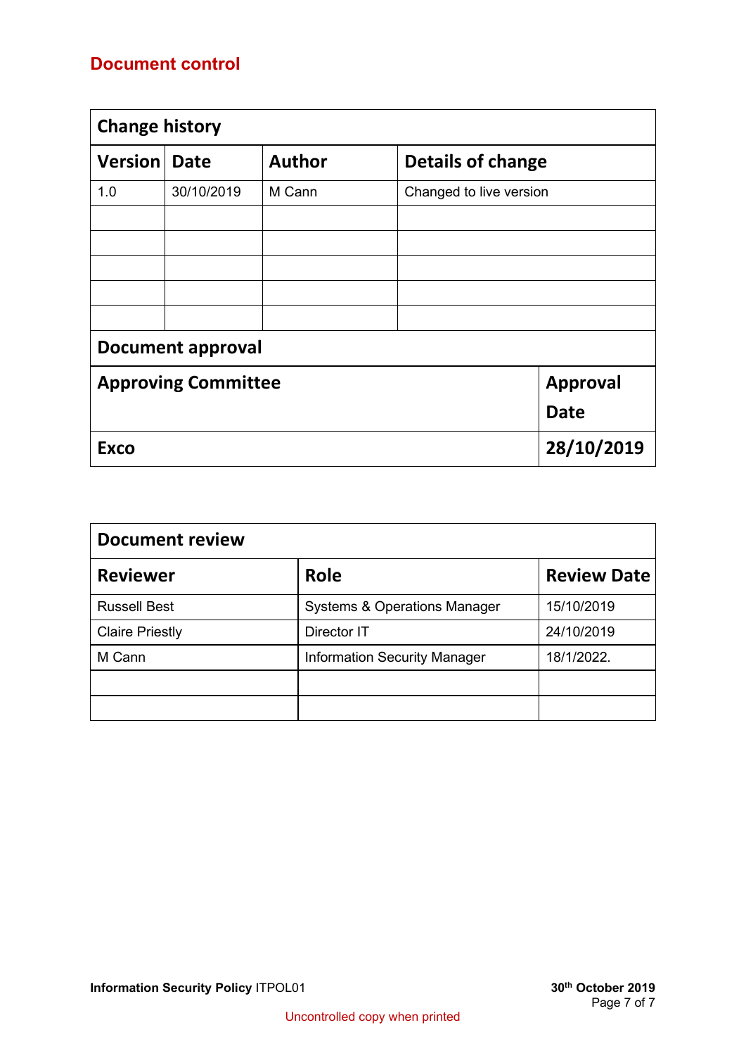## Document control

| Change history | | | |
|---|---|---|---|
| **Version** | **Date** | **Author** | **Details of change** |
| 1.0 | 30/10/2019 | M Cann | Changed to live version |
| | | | |
| | | | |
| | | | |
| | | | |
| | | | |

| Document approval | |
|---|---|
| **Approving Committee** | **Approval Date** |
| **Exco** | **28/10/2019** |

| Document review | | |
|---|---|---|
| **Reviewer** | **Role** | **Review Date** |
| Russell Best | Systems & Operations Manager | 15/10/2019 |
| Claire Priestly | Director IT | 24/10/2019 |
| M Cann | Information Security Manager | 18/1/2022. |
| | | |
| | | |